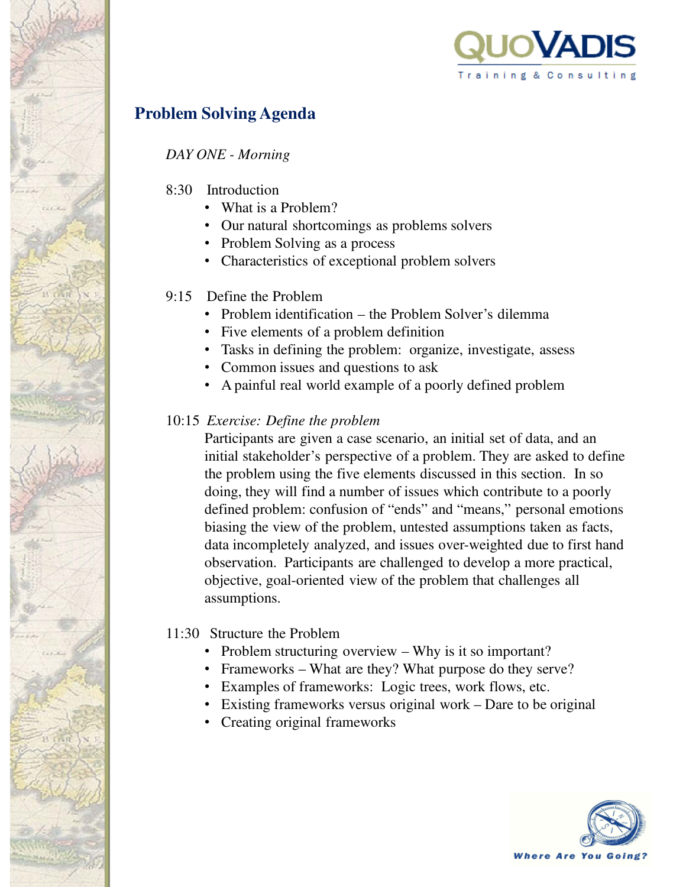## Problem Solving Agenda

*DAY ONE - Morning*

8:30 Introduction

- What is a Problem?
- Our natural shortcomings as problems solvers
- Problem Solving as a process
- Characteristics of exceptional problem solvers

9:15 Define the Problem

- Problem identification – the Problem Solver's dilemma
- Five elements of a problem definition
- Tasks in defining the problem: organize, investigate, assess
- Common issues and questions to ask
- A painful real world example of a poorly defined problem

10:15 *Exercise: Define the problem*

Participants are given a case scenario, an initial set of data, and an initial stakeholder's perspective of a problem. They are asked to define the problem using the five elements discussed in this section. In so doing, they will find a number of issues which contribute to a poorly defined problem: confusion of "ends" and "means," personal emotions biasing the view of the problem, untested assumptions taken as facts, data incompletely analyzed, and issues over-weighted due to first hand observation. Participants are challenged to develop a more practical, objective, goal-oriented view of the problem that challenges all assumptions.

11:30 Structure the Problem

- Problem structuring overview – Why is it so important?
- Frameworks – What are they? What purpose do they serve?
- Examples of frameworks: Logic trees, work flows, etc.
- Existing frameworks versus original work – Dare to be original
- Creating original frameworks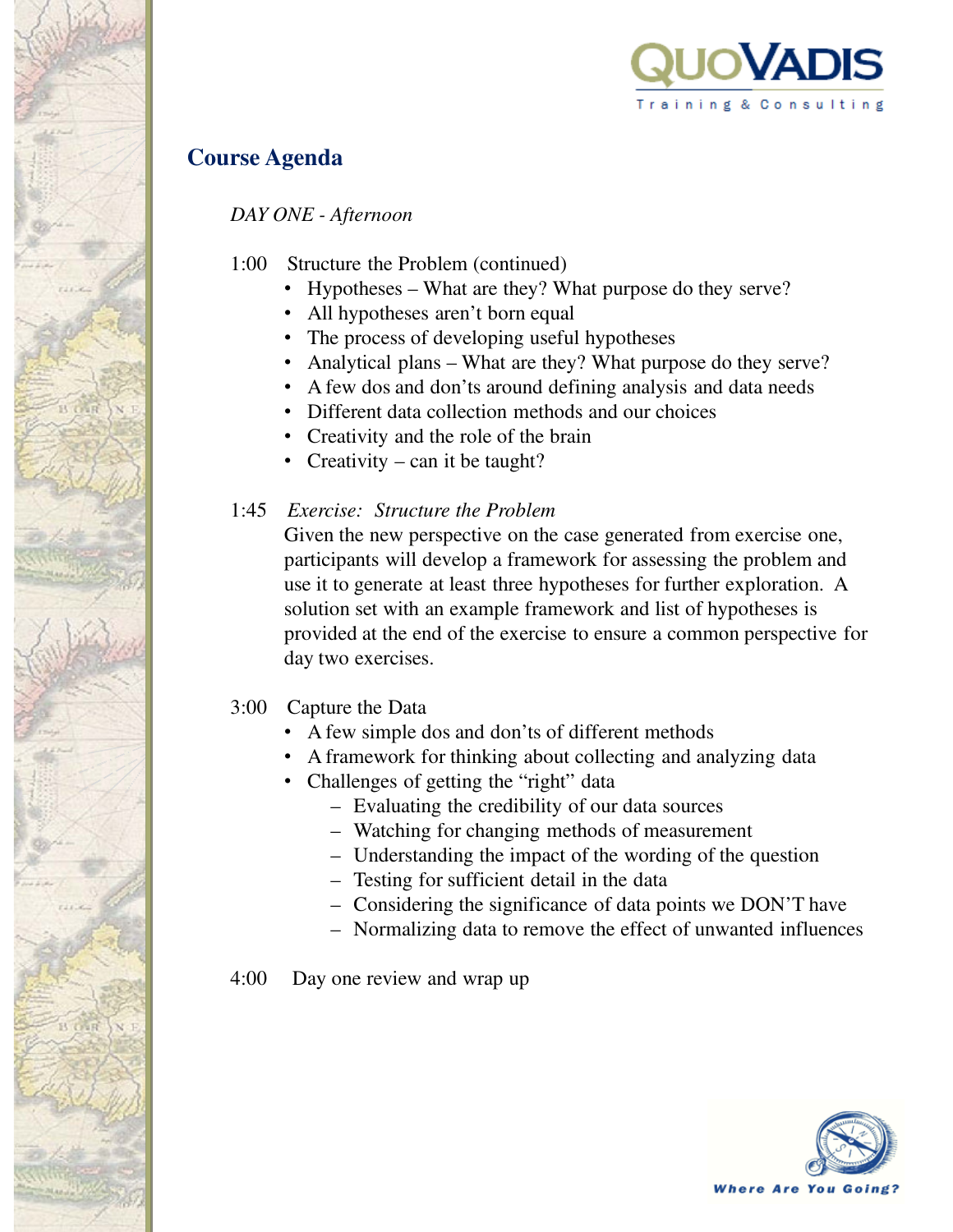## Course Agenda

*DAY ONE - Afternoon*

1:00 Structure the Problem (continued)

- Hypotheses – What are they? What purpose do they serve?
- All hypotheses aren't born equal
- The process of developing useful hypotheses
- Analytical plans – What are they? What purpose do they serve?
- A few dos and don'ts around defining analysis and data needs
- Different data collection methods and our choices
- Creativity and the role of the brain
- Creativity – can it be taught?

1:45 *Exercise: Structure the Problem*

Given the new perspective on the case generated from exercise one, participants will develop a framework for assessing the problem and use it to generate at least three hypotheses for further exploration. A solution set with an example framework and list of hypotheses is provided at the end of the exercise to ensure a common perspective for day two exercises.

3:00 Capture the Data

- A few simple dos and don'ts of different methods
- A framework for thinking about collecting and analyzing data
- Challenges of getting the "right" data
  - Evaluating the credibility of our data sources
  - Watching for changing methods of measurement
  - Understanding the impact of the wording of the question
  - Testing for sufficient detail in the data
  - Considering the significance of data points we DON'T have
  - Normalizing data to remove the effect of unwanted influences

4:00 Day one review and wrap up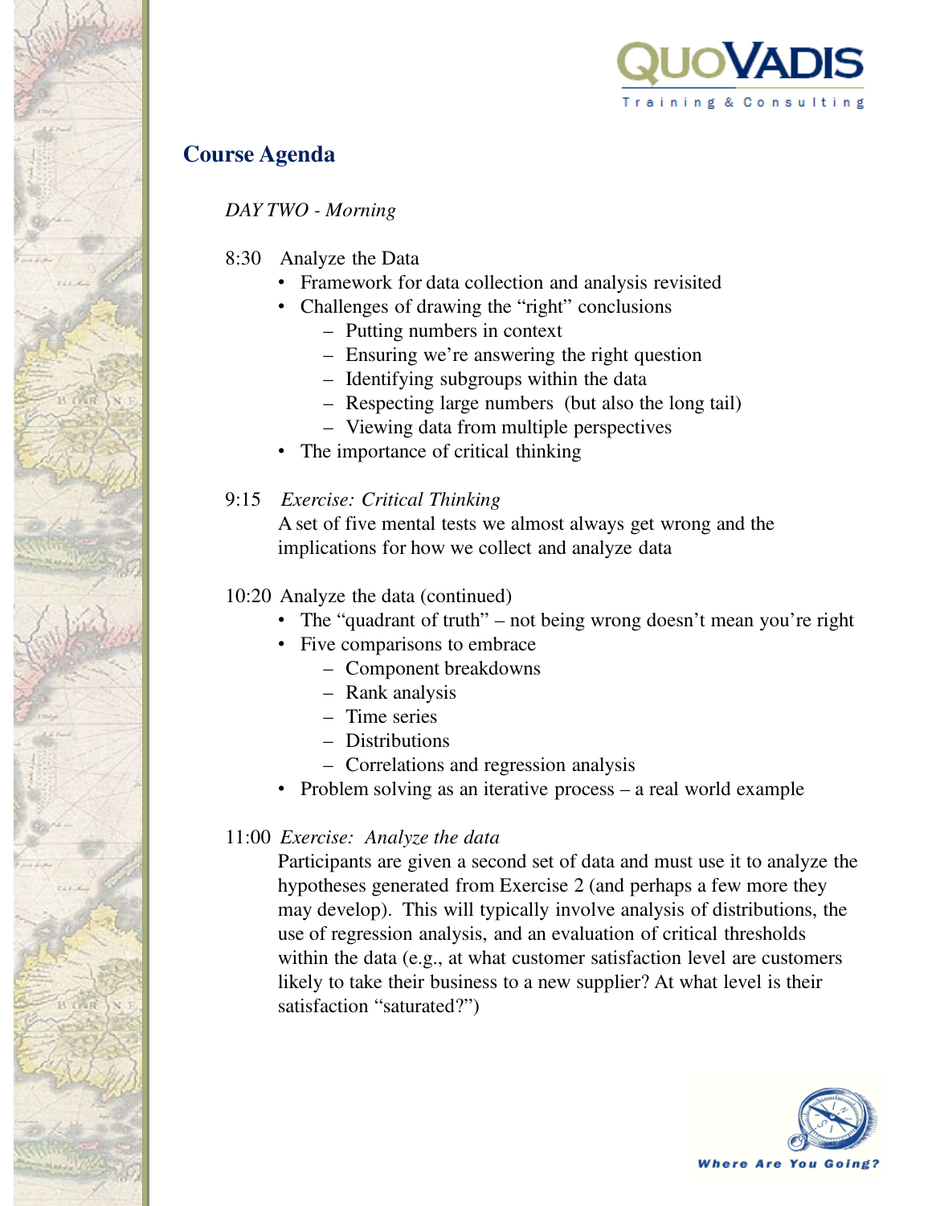## Course Agenda

*DAY TWO - Morning*

8:30 Analyze the Data

- Framework for data collection and analysis revisited
- Challenges of drawing the "right" conclusions
  - Putting numbers in context
  - Ensuring we're answering the right question
  - Identifying subgroups within the data
  - Respecting large numbers (but also the long tail)
  - Viewing data from multiple perspectives
- The importance of critical thinking

9:15 *Exercise: Critical Thinking*

A set of five mental tests we almost always get wrong and the implications for how we collect and analyze data

10:20 Analyze the data (continued)

- The "quadrant of truth" – not being wrong doesn't mean you're right
- Five comparisons to embrace
  - Component breakdowns
  - Rank analysis
  - Time series
  - Distributions
  - Correlations and regression analysis
- Problem solving as an iterative process – a real world example

11:00 *Exercise: Analyze the data*

Participants are given a second set of data and must use it to analyze the hypotheses generated from Exercise 2 (and perhaps a few more they may develop). This will typically involve analysis of distributions, the use of regression analysis, and an evaluation of critical thresholds within the data (e.g., at what customer satisfaction level are customers likely to take their business to a new supplier? At what level is their satisfaction "saturated?")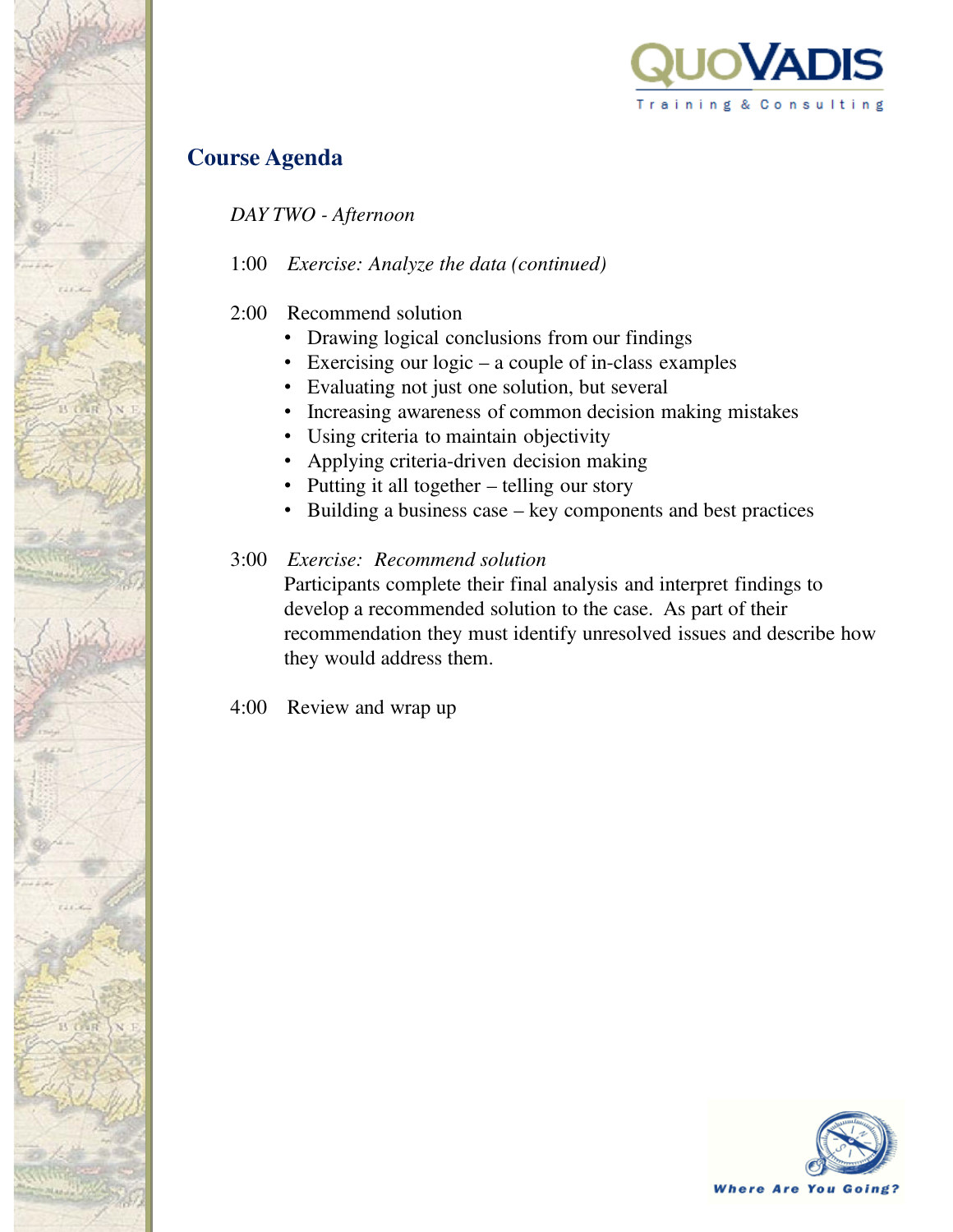## Course Agenda

*DAY TWO - Afternoon*

1:00 *Exercise: Analyze the data (continued)*

2:00 Recommend solution

- Drawing logical conclusions from our findings
- Exercising our logic – a couple of in-class examples
- Evaluating not just one solution, but several
- Increasing awareness of common decision making mistakes
- Using criteria to maintain objectivity
- Applying criteria-driven decision making
- Putting it all together – telling our story
- Building a business case – key components and best practices

3:00 *Exercise: Recommend solution*

Participants complete their final analysis and interpret findings to develop a recommended solution to the case. As part of their recommendation they must identify unresolved issues and describe how they would address them.

4:00 Review and wrap up